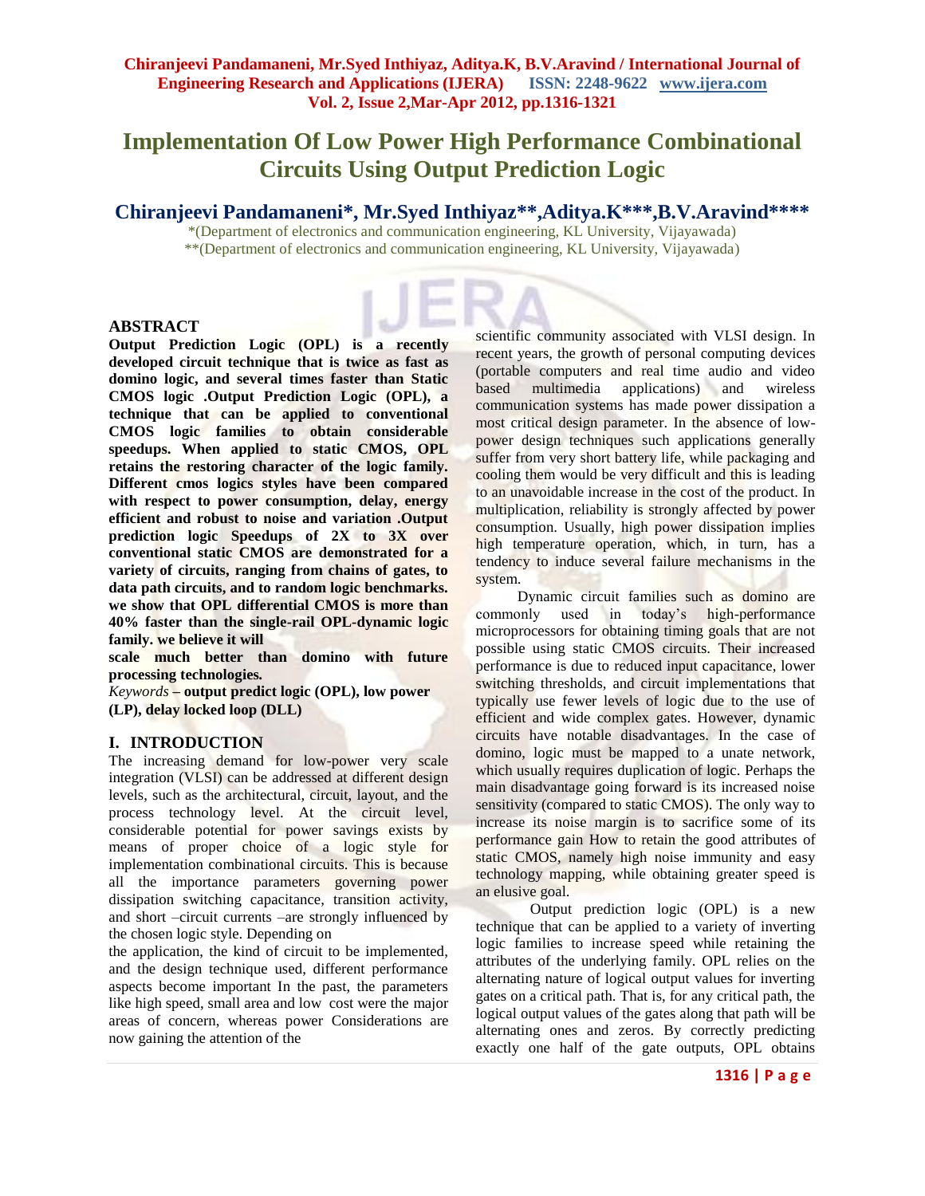# Implementation Of Low Power High Performance Combinational Circuits Using Output Prediction Logic

## Chiranjeevi Pandamaneni*, Mr.Syed Inthiyaz**,Aditya.K***,B.V.Aravind****

*(Department of electronics and communication engineering, KL University, Vijayawada)
**(Department of electronics and communication engineering, KL University, Vijayawada)

## ABSTRACT

**Output Prediction Logic (OPL) is a recently developed circuit technique that is twice as fast as domino logic, and several times faster than Static CMOS logic .Output Prediction Logic (OPL), a technique that can be applied to conventional CMOS logic families to obtain considerable speedups. When applied to static CMOS, OPL retains the restoring character of the logic family. Different cmos logics styles have been compared with respect to power consumption, delay, energy efficient and robust to noise and variation .Output prediction logic Speedups of 2X to 3X over conventional static CMOS are demonstrated for a variety of circuits, ranging from chains of gates, to data path circuits, and to random logic benchmarks. we show that OPL differential CMOS is more than 40% faster than the single-rail OPL-dynamic logic family. we believe it will scale much better than domino with future processing technologies.**

*Keywords* **– output predict logic (OPL), low power (LP), delay locked loop (DLL)**

## I. INTRODUCTION

The increasing demand for low-power very scale integration (VLSI) can be addressed at different design levels, such as the architectural, circuit, layout, and the process technology level. At the circuit level, considerable potential for power savings exists by means of proper choice of a logic style for implementation combinational circuits. This is because all the importance parameters governing power dissipation switching capacitance, transition activity, and short –circuit currents –are strongly influenced by the chosen logic style. Depending on the application, the kind of circuit to be implemented, and the design technique used, different performance aspects become important In the past, the parameters like high speed, small area and low cost were the major areas of concern, whereas power Considerations are now gaining the attention of the scientific community associated with VLSI design. In recent years, the growth of personal computing devices (portable computers and real time audio and video based multimedia applications) and wireless communication systems has made power dissipation a most critical design parameter. In the absence of low-power design techniques such applications generally suffer from very short battery life, while packaging and cooling them would be very difficult and this is leading to an unavoidable increase in the cost of the product. In multiplication, reliability is strongly affected by power consumption. Usually, high power dissipation implies high temperature operation, which, in turn, has a tendency to induce several failure mechanisms in the system.

Dynamic circuit families such as domino are commonly used in today's high-performance microprocessors for obtaining timing goals that are not possible using static CMOS circuits. Their increased performance is due to reduced input capacitance, lower switching thresholds, and circuit implementations that typically use fewer levels of logic due to the use of efficient and wide complex gates. However, dynamic circuits have notable disadvantages. In the case of domino, logic must be mapped to a unate network, which usually requires duplication of logic. Perhaps the main disadvantage going forward is its increased noise sensitivity (compared to static CMOS). The only way to increase its noise margin is to sacrifice some of its performance gain How to retain the good attributes of static CMOS, namely high noise immunity and easy technology mapping, while obtaining greater speed is an elusive goal.

Output prediction logic (OPL) is a new technique that can be applied to a variety of inverting logic families to increase speed while retaining the attributes of the underlying family. OPL relies on the alternating nature of logical output values for inverting gates on a critical path. That is, for any critical path, the logical output values of the gates along that path will be alternating ones and zeros. By correctly predicting exactly one half of the gate outputs, OPL obtains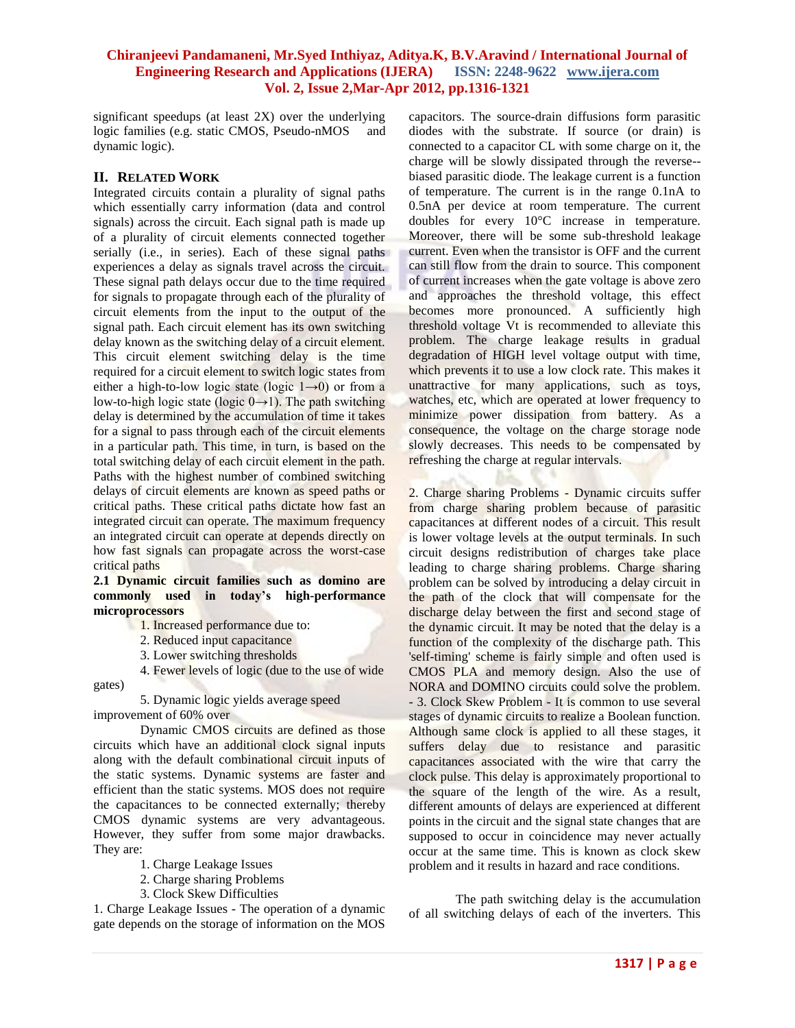significant speedups (at least 2X) over the underlying logic families (e.g. static CMOS, Pseudo-nMOS and dynamic logic).

## II. RELATED WORK

Integrated circuits contain a plurality of signal paths which essentially carry information (data and control signals) across the circuit. Each signal path is made up of a plurality of circuit elements connected together serially (i.e., in series). Each of these signal paths experiences a delay as signals travel across the circuit. These signal path delays occur due to the time required for signals to propagate through each of the plurality of circuit elements from the input to the output of the signal path. Each circuit element has its own switching delay known as the switching delay of a circuit element. This circuit element switching delay is the time required for a circuit element to switch logic states from either a high-to-low logic state (logic 1→0) or from a low-to-high logic state (logic 0→1). The path switching delay is determined by the accumulation of time it takes for a signal to pass through each of the circuit elements in a particular path. This time, in turn, is based on the total switching delay of each circuit element in the path. Paths with the highest number of combined switching delays of circuit elements are known as speed paths or critical paths. These critical paths dictate how fast an integrated circuit can operate. The maximum frequency an integrated circuit can operate at depends directly on how fast signals can propagate across the worst-case critical paths

**2.1 Dynamic circuit families such as domino are commonly used in today's high-performance microprocessors**

1. Increased performance due to:
2. Reduced input capacitance
3. Lower switching thresholds
4. Fewer levels of logic (due to the use of wide gates)
5. Dynamic logic yields average speed improvement of 60% over

Dynamic CMOS circuits are defined as those circuits which have an additional clock signal inputs along with the default combinational circuit inputs of the static systems. Dynamic systems are faster and efficient than the static systems. MOS does not require the capacitances to be connected externally; thereby CMOS dynamic systems are very advantageous. However, they suffer from some major drawbacks. They are:

1. Charge Leakage Issues
2. Charge sharing Problems
3. Clock Skew Difficulties

1. Charge Leakage Issues - The operation of a dynamic gate depends on the storage of information on the MOS capacitors. The source-drain diffusions form parasitic diodes with the substrate. If source (or drain) is connected to a capacitor CL with some charge on it, the charge will be slowly dissipated through the reverse--biased parasitic diode. The leakage current is a function of temperature. The current is in the range 0.1nA to 0.5nA per device at room temperature. The current doubles for every 10°C increase in temperature. Moreover, there will be some sub-threshold leakage current. Even when the transistor is OFF and the current can still flow from the drain to source. This component of current increases when the gate voltage is above zero and approaches the threshold voltage, this effect becomes more pronounced. A sufficiently high threshold voltage Vt is recommended to alleviate this problem. The charge leakage results in gradual degradation of HIGH level voltage output with time, which prevents it to use a low clock rate. This makes it unattractive for many applications, such as toys, watches, etc, which are operated at lower frequency to minimize power dissipation from battery. As a consequence, the voltage on the charge storage node slowly decreases. This needs to be compensated by refreshing the charge at regular intervals.

2. Charge sharing Problems - Dynamic circuits suffer from charge sharing problem because of parasitic capacitances at different nodes of a circuit. This result is lower voltage levels at the output terminals. In such circuit designs redistribution of charges take place leading to charge sharing problems. Charge sharing problem can be solved by introducing a delay circuit in the path of the clock that will compensate for the discharge delay between the first and second stage of the dynamic circuit. It may be noted that the delay is a function of the complexity of the discharge path. This 'self-timing' scheme is fairly simple and often used is CMOS PLA and memory design. Also the use of NORA and DOMINO circuits could solve the problem. - 3. Clock Skew Problem - It is common to use several stages of dynamic circuits to realize a Boolean function. Although same clock is applied to all these stages, it suffers delay due to resistance and parasitic capacitances associated with the wire that carry the clock pulse. This delay is approximately proportional to the square of the length of the wire. As a result, different amounts of delays are experienced at different points in the circuit and the signal state changes that are supposed to occur in coincidence may never actually occur at the same time. This is known as clock skew problem and it results in hazard and race conditions.

The path switching delay is the accumulation of all switching delays of each of the inverters. This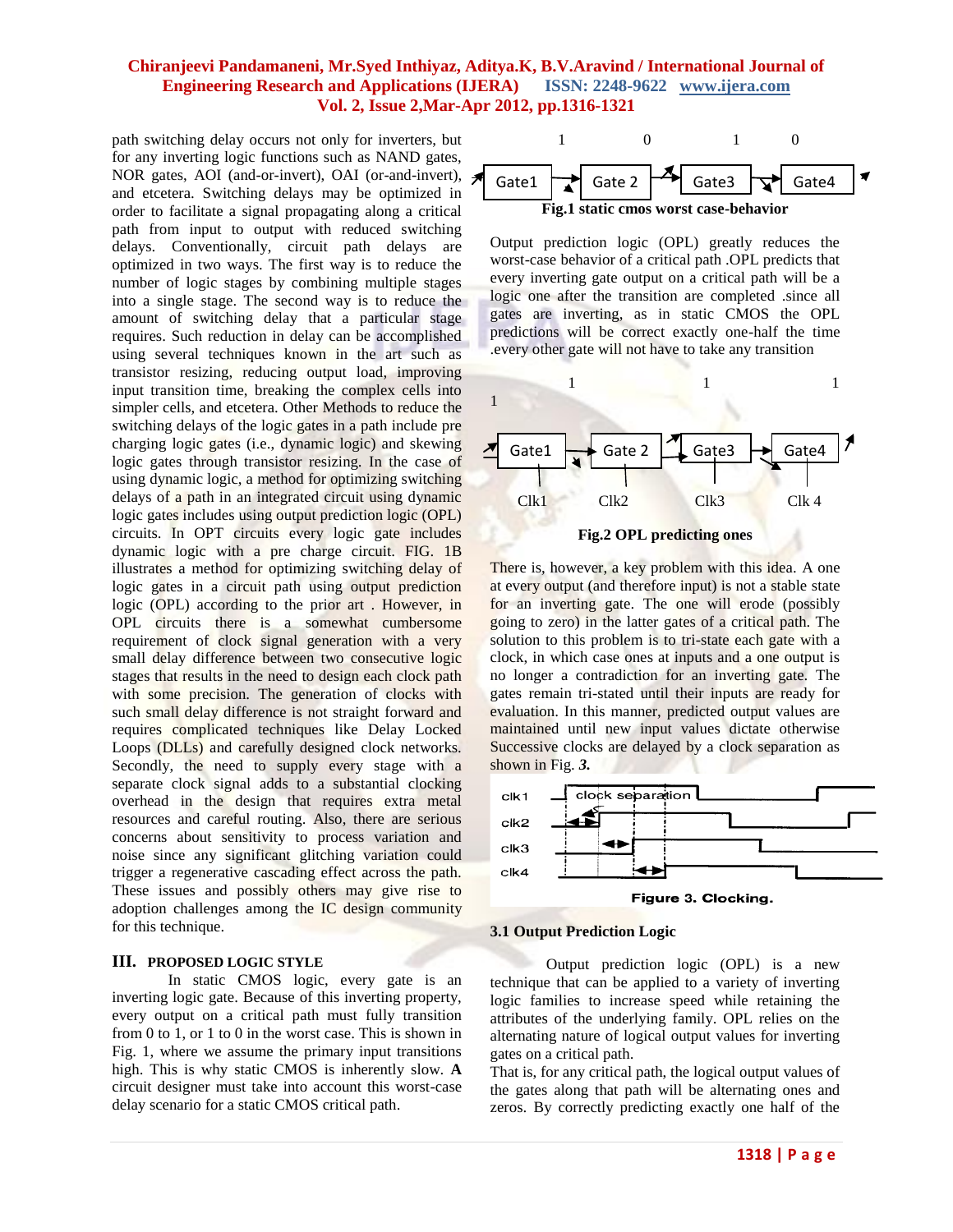path switching delay occurs not only for inverters, but for any inverting logic functions such as NAND gates, NOR gates, AOI (and-or-invert), OAI (or-and-invert), and etcetera. Switching delays may be optimized in order to facilitate a signal propagating along a critical path from input to output with reduced switching delays. Conventionally, circuit path delays are optimized in two ways. The first way is to reduce the number of logic stages by combining multiple stages into a single stage. The second way is to reduce the amount of switching delay that a particular stage requires. Such reduction in delay can be accomplished using several techniques known in the art such as transistor resizing, reducing output load, improving input transition time, breaking the complex cells into simpler cells, and etcetera. Other Methods to reduce the switching delays of the logic gates in a path include pre charging logic gates (i.e., dynamic logic) and skewing logic gates through transistor resizing. In the case of using dynamic logic, a method for optimizing switching delays of a path in an integrated circuit using dynamic logic gates includes using output prediction logic (OPL) circuits. In OPT circuits every logic gate includes dynamic logic with a pre charge circuit. FIG. 1B illustrates a method for optimizing switching delay of logic gates in a circuit path using output prediction logic (OPL) according to the prior art . However, in OPL circuits there is a somewhat cumbersome requirement of clock signal generation with a very small delay difference between two consecutive logic stages that results in the need to design each clock path with some precision. The generation of clocks with such small delay difference is not straight forward and requires complicated techniques like Delay Locked Loops (DLLs) and carefully designed clock networks. Secondly, the need to supply every stage with a separate clock signal adds to a substantial clocking overhead in the design that requires extra metal resources and careful routing. Also, there are serious concerns about sensitivity to process variation and noise since any significant glitching variation could trigger a regenerative cascading effect across the path. These issues and possibly others may give rise to adoption challenges among the IC design community for this technique.

## III. PROPOSED LOGIC STYLE

In static CMOS logic, every gate is an inverting logic gate. Because of this inverting property, every output on a critical path must fully transition from 0 to 1, or 1 to 0 in the worst case. This is shown in Fig. 1, where we assume the primary input transitions high. This is why static CMOS is inherently slow. **A** circuit designer must take into account this worst-case delay scenario for a static CMOS critical path.

**Fig.1 static cmos worst case-behavior**

Output prediction logic (OPL) greatly reduces the worst-case behavior of a critical path .OPL predicts that every inverting gate output on a critical path will be a logic one after the transition are completed .since all gates are inverting, as in static CMOS the OPL predictions will be correct exactly one-half the time .every other gate will not have to take any transition

**Fig.2 OPL predicting ones**

There is, however, a key problem with this idea. A one at every output (and therefore input) is not a stable state for an inverting gate. The one will erode (possibly going to zero) in the latter gates of a critical path. The solution to this problem is to tri-state each gate with a clock, in which case ones at inputs and a one output is no longer a contradiction for an inverting gate. The gates remain tri-stated until their inputs are ready for evaluation. In this manner, predicted output values are maintained until new input values dictate otherwise Successive clocks are delayed by a clock separation as shown in Fig. ***3.***

**Figure 3. Clocking.**

### 3.1 Output Prediction Logic

Output prediction logic (OPL) is a new technique that can be applied to a variety of inverting logic families to increase speed while retaining the attributes of the underlying family. OPL relies on the alternating nature of logical output values for inverting gates on a critical path.

That is, for any critical path, the logical output values of the gates along that path will be alternating ones and zeros. By correctly predicting exactly one half of the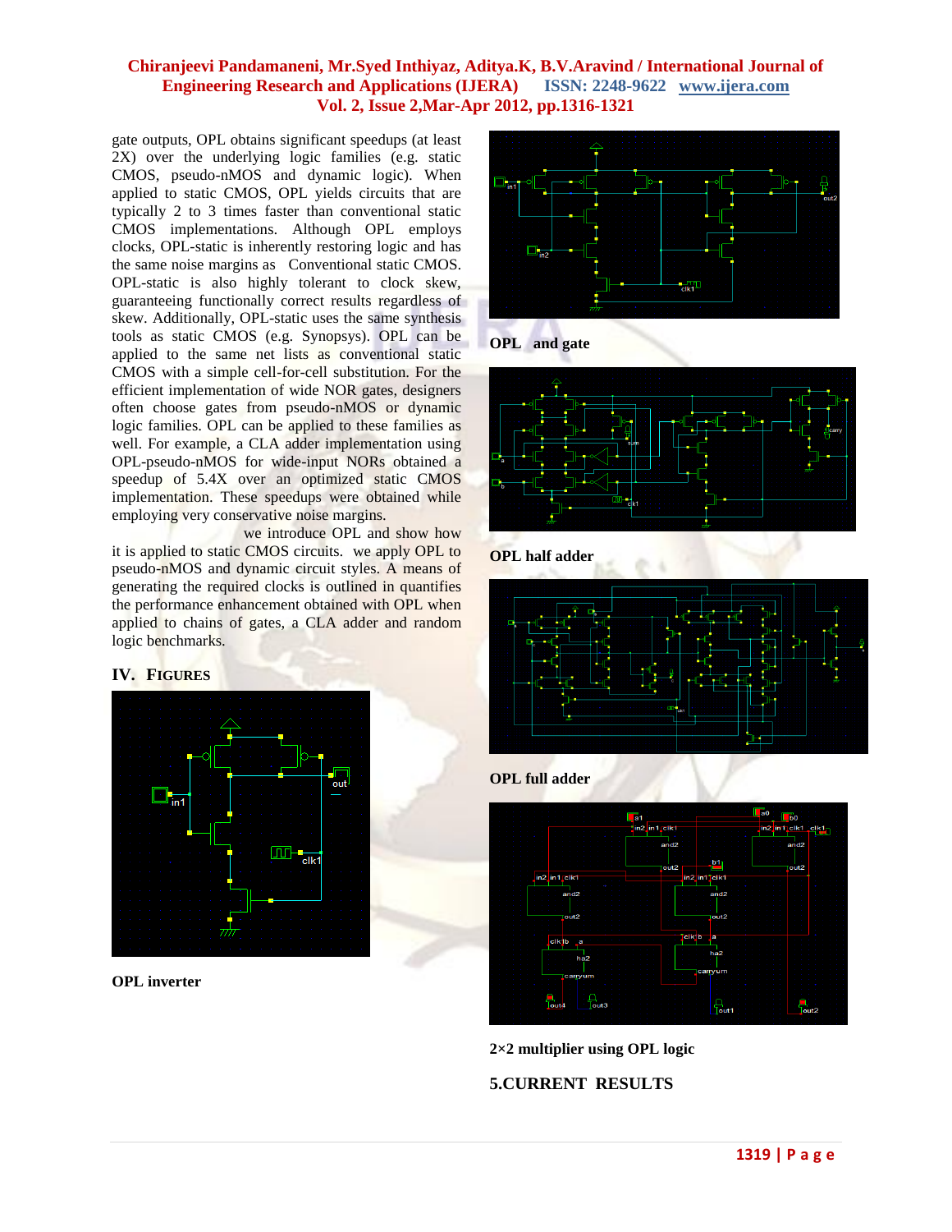gate outputs, OPL obtains significant speedups (at least 2X) over the underlying logic families (e.g. static CMOS, pseudo-nMOS and dynamic logic). When applied to static CMOS, OPL yields circuits that are typically 2 to 3 times faster than conventional static CMOS implementations. Although OPL employs clocks, OPL-static is inherently restoring logic and has the same noise margins as Conventional static CMOS. OPL-static is also highly tolerant to clock skew, guaranteeing functionally correct results regardless of skew. Additionally, OPL-static uses the same synthesis tools as static CMOS (e.g. Synopsys). OPL can be applied to the same net lists as conventional static CMOS with a simple cell-for-cell substitution. For the efficient implementation of wide NOR gates, designers often choose gates from pseudo-nMOS or dynamic logic families. OPL can be applied to these families as well. For example, a CLA adder implementation using OPL-pseudo-nMOS for wide-input NORs obtained a speedup of 5.4X over an optimized static CMOS implementation. These speedups were obtained while employing very conservative noise margins.

we introduce OPL and show how it is applied to static CMOS circuits. we apply OPL to pseudo-nMOS and dynamic circuit styles. A means of generating the required clocks is outlined in quantifies the performance enhancement obtained with OPL when applied to chains of gates, a CLA adder and random logic benchmarks.

## IV. FIGURES

**OPL inverter**

**OPL and gate**

**OPL half adder**

**OPL full adder**

**2×2 multiplier using OPL logic**

## 5.CURRENT RESULTS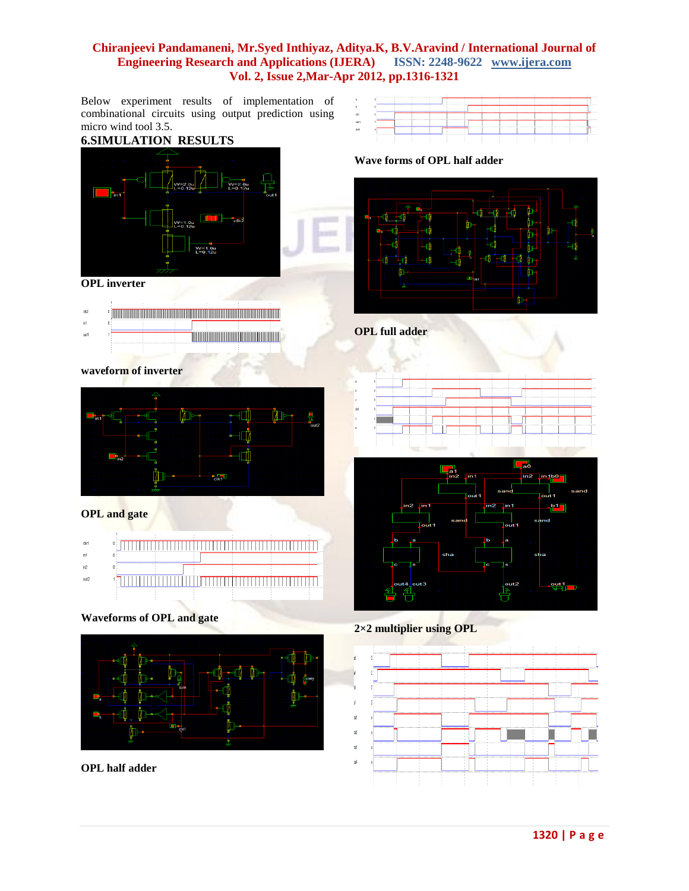Below experiment results of implementation of combinational circuits using output prediction using micro wind tool 3.5.

## 6.SIMULATION RESULTS

OPL inverter

waveform of inverter

OPL and gate

Waveforms of OPL and gate

OPL half adder

Wave forms of OPL half adder

OPL full adder

2×2 multiplier using OPL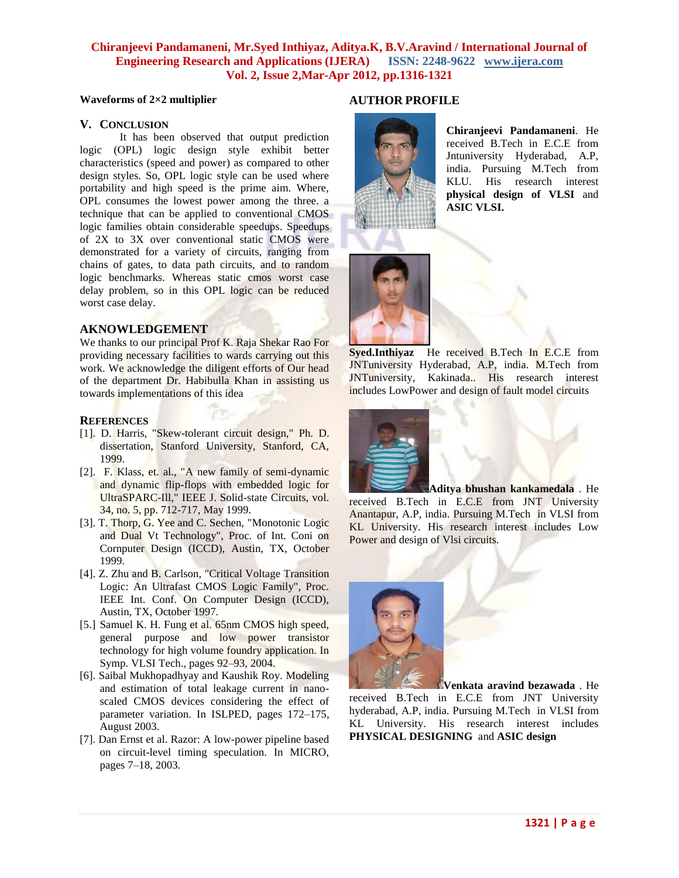**Waveforms of 2×2 multiplier**

## V. CONCLUSION

It has been observed that output prediction logic (OPL) logic design style exhibit better characteristics (speed and power) as compared to other design styles. So, OPL logic style can be used where portability and high speed is the prime aim. Where, OPL consumes the lowest power among the three. a technique that can be applied to conventional CMOS logic families obtain considerable speedups. Speedups of 2X to 3X over conventional static CMOS were demonstrated for a variety of circuits, ranging from chains of gates, to data path circuits, and to random logic benchmarks. Whereas static cmos worst case delay problem, so in this OPL logic can be reduced worst case delay.

## AKNOWLEDGEMENT

We thanks to our principal Prof K. Raja Shekar Rao For providing necessary facilities to wards carrying out this work. We acknowledge the diligent efforts of Our head of the department Dr. Habibulla Khan in assisting us towards implementations of this idea

## REFERENCES

[1]. D. Harris, "Skew-tolerant circuit design," Ph. D. dissertation, Stanford University, Stanford, CA, 1999.

[2]. F. Klass, et. al., "A new family of semi-dynamic and dynamic flip-flops with embedded logic for UltraSPARC-Ill," IEEE J. Solid-state Circuits, vol. 34, no. 5, pp. 712-717, May 1999.

[3]. T. Thorp, G. Yee and C. Sechen, "Monotonic Logic and Dual Vt Technology", Proc. of Int. Coni on Cornputer Design (ICCD), Austin, TX, October 1999.

[4]. Z. Zhu and B. Carlson, "Critical Voltage Transition Logic: An Ultrafast CMOS Logic Family", Proc. IEEE Int. Conf. On Computer Design (ICCD), Austin, TX, October 1997.

[5.] Samuel K. H. Fung et al. 65nm CMOS high speed, general purpose and low power transistor technology for high volume foundry application. In Symp. VLSI Tech., pages 92–93, 2004.

[6]. Saibal Mukhopadhyay and Kaushik Roy. Modeling and estimation of total leakage current in nano-scaled CMOS devices considering the effect of parameter variation. In ISLPED, pages 172–175, August 2003.

[7]. Dan Ernst et al. Razor: A low-power pipeline based on circuit-level timing speculation. In MICRO, pages 7–18, 2003.

## AUTHOR PROFILE

**Chiranjeevi Pandamaneni**. He received B.Tech in E.C.E from Jntuniversity Hyderabad, A.P, india. Pursuing M.Tech from KLU. His research interest **physical design of VLSI** and **ASIC VLSI.**

**Syed.Inthiyaz** He received B.Tech In E.C.E from JNTuniversity Hyderabad, A.P, india. M.Tech from JNTuniversity, Kakinada.. His research interest includes LowPower and design of fault model circuits

**Aditya bhushan kankamedala** . He received B.Tech in E.C.E from JNT University Anantapur, A.P, india. Pursuing M.Tech in VLSI from KL University. His research interest includes Low Power and design of Vlsi circuits.

**Venkata aravind bezawada** . He received B.Tech in E.C.E from JNT University hyderabad, A.P, india. Pursuing M.Tech in VLSI from KL University. His research interest includes **PHYSICAL DESIGNING** and **ASIC design**